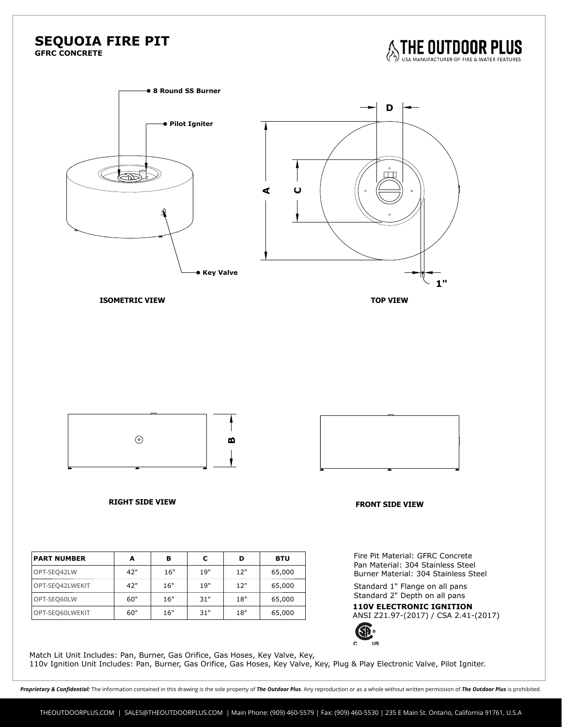# SEQUOIA FIRE PIT

**GFRC CONCRETE**

**THE OUTDOOR PLUS**
USA MANUFACTURER OF FIRE & WATER FEATURES

- 8 Round SS Burner
- Pilot Igniter
- Key Valve

**ISOMETRIC VIEW**

**TOP VIEW**

**RIGHT SIDE VIEW**

**FRONT SIDE VIEW**

| PART NUMBER | A | B | C | D | BTU |
|---|---|---|---|---|---|
| OPT-SEQ42LW | 42" | 16" | 19" | 12" | 65,000 |
| OPT-SEQ42LWEKIT | 42" | 16" | 19" | 12" | 65,000 |
| OPT-SEQ60LW | 60" | 16" | 31" | 18" | 65,000 |
| OPT-SEQ60LWEKIT | 60" | 16" | 31" | 18" | 65,000 |

Fire Pit Material: GFRC Concrete
Pan Material: 304 Stainless Steel
Burner Material: 304 Stainless Steel

Standard 1" Flange on all pans
Standard 2" Depth on all pans

**110V ELECTRONIC IGNITION**
ANSI Z21.97-(2017) / CSA 2.41-(2017)

Match Lit Unit Includes: Pan, Burner, Gas Orifice, Gas Hoses, Key Valve, Key,
110v Ignition Unit Includes: Pan, Burner, Gas Orifice, Gas Hoses, Key Valve, Key, Plug & Play Electronic Valve, Pilot Igniter.

***Proprietary & Confidential:*** The information contained in this drawing is the sole property of ***The Outdoor Plus***. Any reproduction or as a whole without written permission of ***The Outdoor Plus*** is prohibited.

THEOUTDOORPLUS.COM | SALES@THEOUTDOORPLUS.COM | Main Phone: (909) 460-5579 | Fax: (909) 460-5530 | 235 E Main St. Ontario, California 91761, U.S.A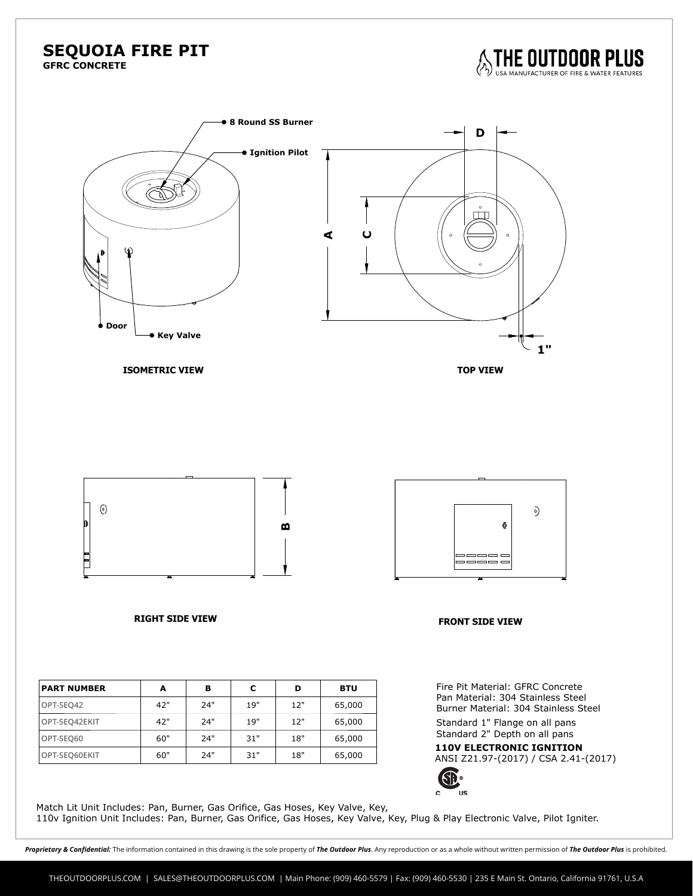# SEQUOIA FIRE PIT

**GFRC CONCRETE**

THE OUTDOOR PLUS
USA MANUFACTURER OF FIRE & WATER FEATURES

- 8 Round SS Burner
- Ignition Pilot
- Door
- Key Valve

D

A

C

1"

**ISOMETRIC VIEW**

**TOP VIEW**

B

**RIGHT SIDE VIEW**

**FRONT SIDE VIEW**

| PART NUMBER | A | B | C | D | BTU |
|---|---|---|---|---|---|
| OPT-SEQ42 | 42" | 24" | 19" | 12" | 65,000 |
| OPT-SEQ42EKIT | 42" | 24" | 19" | 12" | 65,000 |
| OPT-SEQ60 | 60" | 24" | 31" | 18" | 65,000 |
| OPT-SEQ60EKIT | 60" | 24" | 31" | 18" | 65,000 |

Fire Pit Material: GFRC Concrete
Pan Material: 304 Stainless Steel
Burner Material: 304 Stainless Steel

Standard 1" Flange on all pans
Standard 2" Depth on all pans

**110V ELECTRONIC IGNITION**
ANSI Z21.97-(2017) / CSA 2.41-(2017)

Match Lit Unit Includes: Pan, Burner, Gas Orifice, Gas Hoses, Key Valve, Key,
110v Ignition Unit Includes: Pan, Burner, Gas Orifice, Gas Hoses, Key Valve, Key, Plug & Play Electronic Valve, Pilot Igniter.

***Proprietary & Confidential:*** The information contained in this drawing is the sole property of ***The Outdoor Plus***. Any reproduction or as a whole without written permission of ***The Outdoor Plus*** is prohibited.

THEOUTDOORPLUS.COM | SALES@THEOUTDOORPLUS.COM | Main Phone: (909) 460-5579 | Fax: (909) 460-5530 | 235 E Main St. Ontario, California 91761, U.S.A